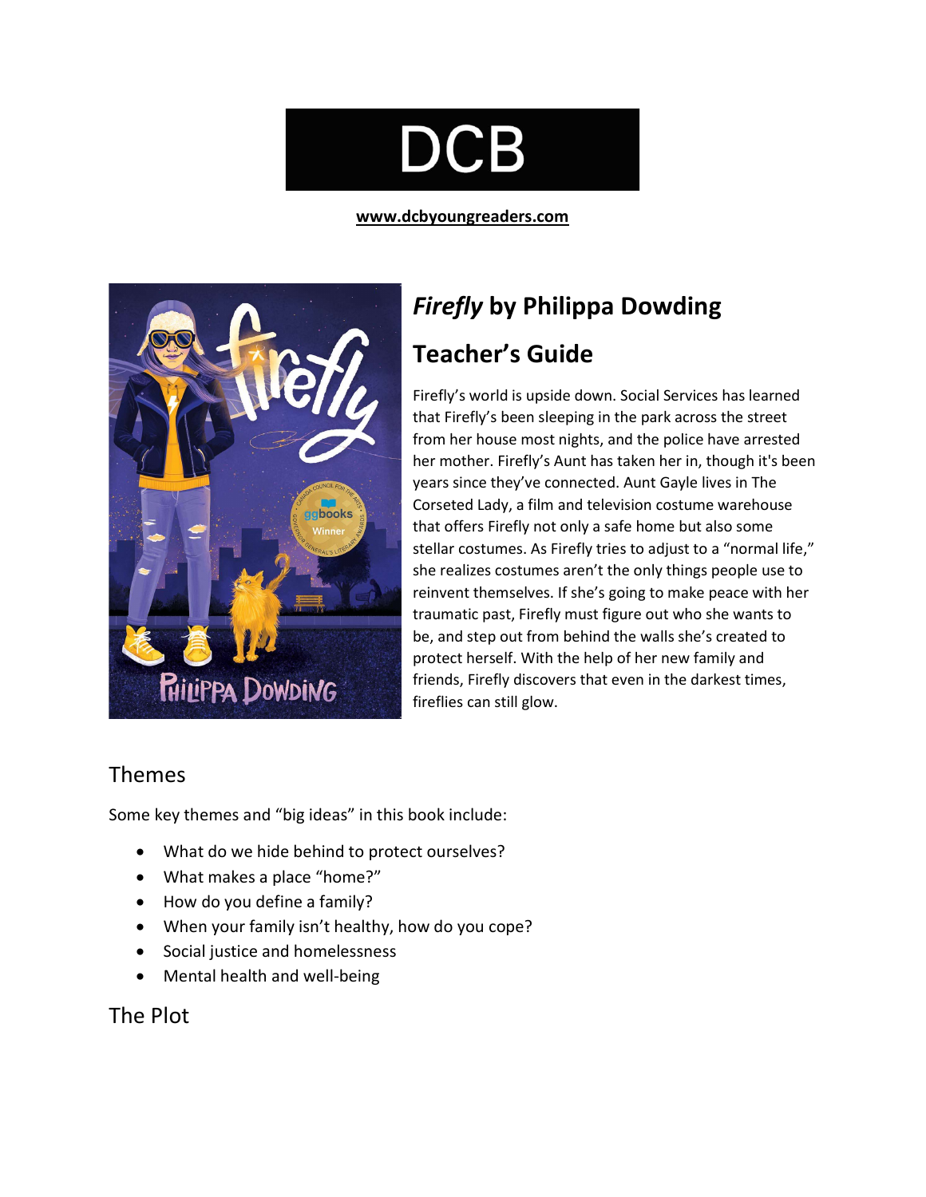# DCB

**www.dcbyoungreaders.com**

## *Firefly* by Philippa Dowding

## Teacher's Guide

Firefly's world is upside down. Social Services has learned that Firefly's been sleeping in the park across the street from her house most nights, and the police have arrested her mother. Firefly's Aunt has taken her in, though it's been years since they've connected. Aunt Gayle lives in The Corseted Lady, a film and television costume warehouse that offers Firefly not only a safe home but also some stellar costumes. As Firefly tries to adjust to a "normal life," she realizes costumes aren't the only things people use to reinvent themselves. If she's going to make peace with her traumatic past, Firefly must figure out who she wants to be, and step out from behind the walls she's created to protect herself. With the help of her new family and friends, Firefly discovers that even in the darkest times, fireflies can still glow.

## Themes

Some key themes and "big ideas" in this book include:

- What do we hide behind to protect ourselves?
- What makes a place "home?"
- How do you define a family?
- When your family isn't healthy, how do you cope?
- Social justice and homelessness
- Mental health and well-being

## The Plot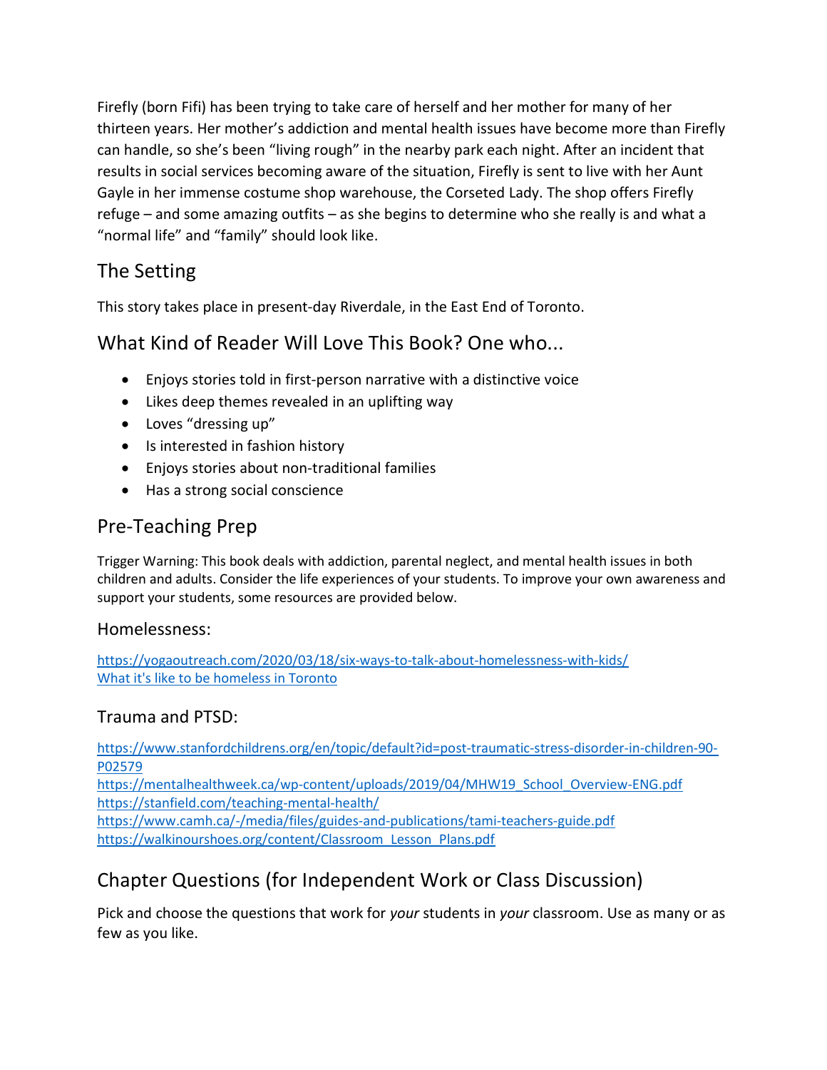Firefly (born Fifi) has been trying to take care of herself and her mother for many of her thirteen years. Her mother's addiction and mental health issues have become more than Firefly can handle, so she's been "living rough" in the nearby park each night. After an incident that results in social services becoming aware of the situation, Firefly is sent to live with her Aunt Gayle in her immense costume shop warehouse, the Corseted Lady. The shop offers Firefly refuge – and some amazing outfits – as she begins to determine who she really is and what a "normal life" and "family" should look like.

## The Setting

This story takes place in present-day Riverdale, in the East End of Toronto.

## What Kind of Reader Will Love This Book? One who...

- Enjoys stories told in first-person narrative with a distinctive voice
- Likes deep themes revealed in an uplifting way
- Loves "dressing up"
- Is interested in fashion history
- Enjoys stories about non-traditional families
- Has a strong social conscience

## Pre-Teaching Prep

Trigger Warning: This book deals with addiction, parental neglect, and mental health issues in both children and adults. Consider the life experiences of your students. To improve your own awareness and support your students, some resources are provided below.

### Homelessness:

https://yogaoutreach.com/2020/03/18/six-ways-to-talk-about-homelessness-with-kids/
What it's like to be homeless in Toronto

### Trauma and PTSD:

https://www.stanfordchildrens.org/en/topic/default?id=post-traumatic-stress-disorder-in-children-90-P02579
https://mentalhealthweek.ca/wp-content/uploads/2019/04/MHW19_School_Overview-ENG.pdf
https://stanfield.com/teaching-mental-health/
https://www.camh.ca/-/media/files/guides-and-publications/tami-teachers-guide.pdf
https://walkinourshoes.org/content/Classroom_Lesson_Plans.pdf

## Chapter Questions (for Independent Work or Class Discussion)

Pick and choose the questions that work for *your* students in *your* classroom. Use as many or as few as you like.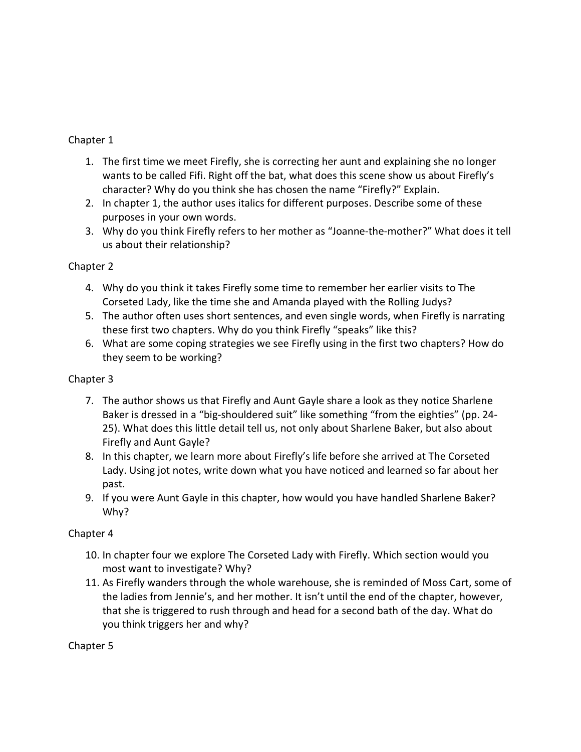Chapter 1

1. The first time we meet Firefly, she is correcting her aunt and explaining she no longer wants to be called Fifi. Right off the bat, what does this scene show us about Firefly's character? Why do you think she has chosen the name "Firefly?" Explain.
2. In chapter 1, the author uses italics for different purposes. Describe some of these purposes in your own words.
3. Why do you think Firefly refers to her mother as "Joanne-the-mother?" What does it tell us about their relationship?

Chapter 2

4. Why do you think it takes Firefly some time to remember her earlier visits to The Corseted Lady, like the time she and Amanda played with the Rolling Judys?
5. The author often uses short sentences, and even single words, when Firefly is narrating these first two chapters. Why do you think Firefly "speaks" like this?
6. What are some coping strategies we see Firefly using in the first two chapters? How do they seem to be working?

Chapter 3

7. The author shows us that Firefly and Aunt Gayle share a look as they notice Sharlene Baker is dressed in a "big-shouldered suit" like something "from the eighties" (pp. 24-25). What does this little detail tell us, not only about Sharlene Baker, but also about Firefly and Aunt Gayle?
8. In this chapter, we learn more about Firefly's life before she arrived at The Corseted Lady. Using jot notes, write down what you have noticed and learned so far about her past.
9. If you were Aunt Gayle in this chapter, how would you have handled Sharlene Baker? Why?

Chapter 4

10. In chapter four we explore The Corseted Lady with Firefly. Which section would you most want to investigate? Why?
11. As Firefly wanders through the whole warehouse, she is reminded of Moss Cart, some of the ladies from Jennie's, and her mother. It isn't until the end of the chapter, however, that she is triggered to rush through and head for a second bath of the day. What do you think triggers her and why?

Chapter 5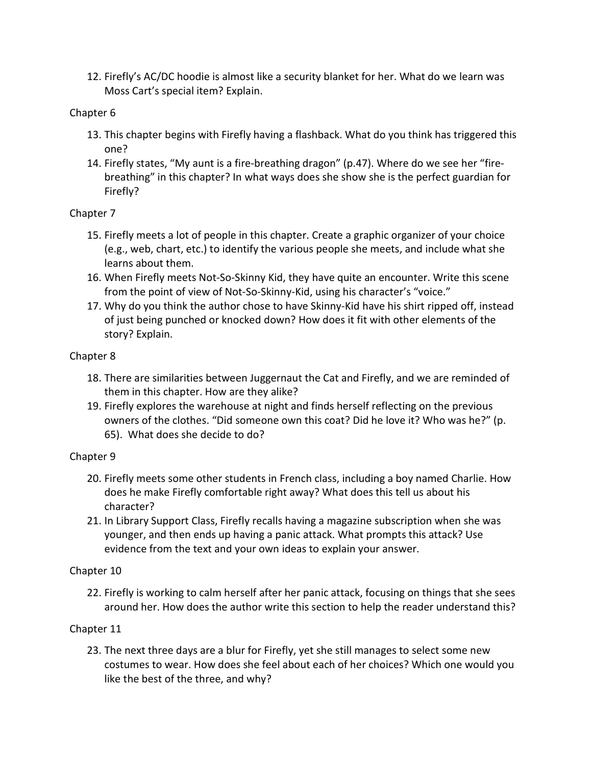12. Firefly's AC/DC hoodie is almost like a security blanket for her. What do we learn was Moss Cart's special item? Explain.

Chapter 6

13. This chapter begins with Firefly having a flashback. What do you think has triggered this one?
14. Firefly states, "My aunt is a fire-breathing dragon" (p.47). Where do we see her "fire-breathing" in this chapter? In what ways does she show she is the perfect guardian for Firefly?

Chapter 7

15. Firefly meets a lot of people in this chapter. Create a graphic organizer of your choice (e.g., web, chart, etc.) to identify the various people she meets, and include what she learns about them.
16. When Firefly meets Not-So-Skinny Kid, they have quite an encounter. Write this scene from the point of view of Not-So-Skinny-Kid, using his character's "voice."
17. Why do you think the author chose to have Skinny-Kid have his shirt ripped off, instead of just being punched or knocked down? How does it fit with other elements of the story? Explain.

Chapter 8

18. There are similarities between Juggernaut the Cat and Firefly, and we are reminded of them in this chapter. How are they alike?
19. Firefly explores the warehouse at night and finds herself reflecting on the previous owners of the clothes. "Did someone own this coat? Did he love it? Who was he?" (p. 65). What does she decide to do?

Chapter 9

20. Firefly meets some other students in French class, including a boy named Charlie. How does he make Firefly comfortable right away? What does this tell us about his character?
21. In Library Support Class, Firefly recalls having a magazine subscription when she was younger, and then ends up having a panic attack. What prompts this attack? Use evidence from the text and your own ideas to explain your answer.

Chapter 10

22. Firefly is working to calm herself after her panic attack, focusing on things that she sees around her. How does the author write this section to help the reader understand this?

Chapter 11

23. The next three days are a blur for Firefly, yet she still manages to select some new costumes to wear. How does she feel about each of her choices? Which one would you like the best of the three, and why?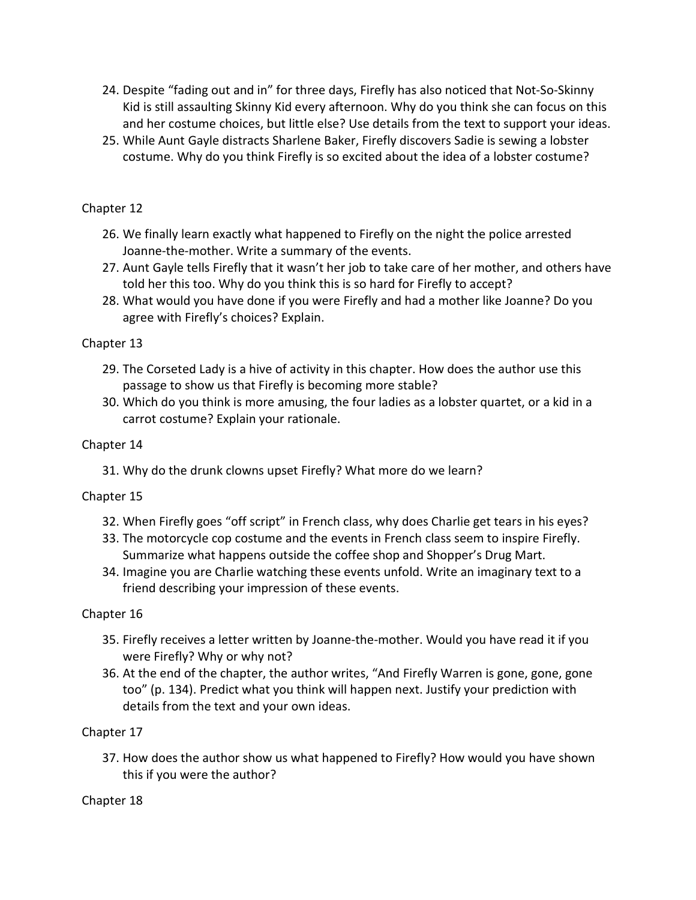24. Despite "fading out and in" for three days, Firefly has also noticed that Not-So-Skinny Kid is still assaulting Skinny Kid every afternoon. Why do you think she can focus on this and her costume choices, but little else? Use details from the text to support your ideas.
25. While Aunt Gayle distracts Sharlene Baker, Firefly discovers Sadie is sewing a lobster costume. Why do you think Firefly is so excited about the idea of a lobster costume?

Chapter 12

26. We finally learn exactly what happened to Firefly on the night the police arrested Joanne-the-mother. Write a summary of the events.
27. Aunt Gayle tells Firefly that it wasn't her job to take care of her mother, and others have told her this too. Why do you think this is so hard for Firefly to accept?
28. What would you have done if you were Firefly and had a mother like Joanne? Do you agree with Firefly's choices? Explain.

Chapter 13

29. The Corseted Lady is a hive of activity in this chapter. How does the author use this passage to show us that Firefly is becoming more stable?
30. Which do you think is more amusing, the four ladies as a lobster quartet, or a kid in a carrot costume? Explain your rationale.

Chapter 14

31. Why do the drunk clowns upset Firefly? What more do we learn?

Chapter 15

32. When Firefly goes "off script" in French class, why does Charlie get tears in his eyes?
33. The motorcycle cop costume and the events in French class seem to inspire Firefly. Summarize what happens outside the coffee shop and Shopper's Drug Mart.
34. Imagine you are Charlie watching these events unfold. Write an imaginary text to a friend describing your impression of these events.

Chapter 16

35. Firefly receives a letter written by Joanne-the-mother. Would you have read it if you were Firefly? Why or why not?
36. At the end of the chapter, the author writes, "And Firefly Warren is gone, gone, gone too" (p. 134). Predict what you think will happen next. Justify your prediction with details from the text and your own ideas.

Chapter 17

37. How does the author show us what happened to Firefly? How would you have shown this if you were the author?

Chapter 18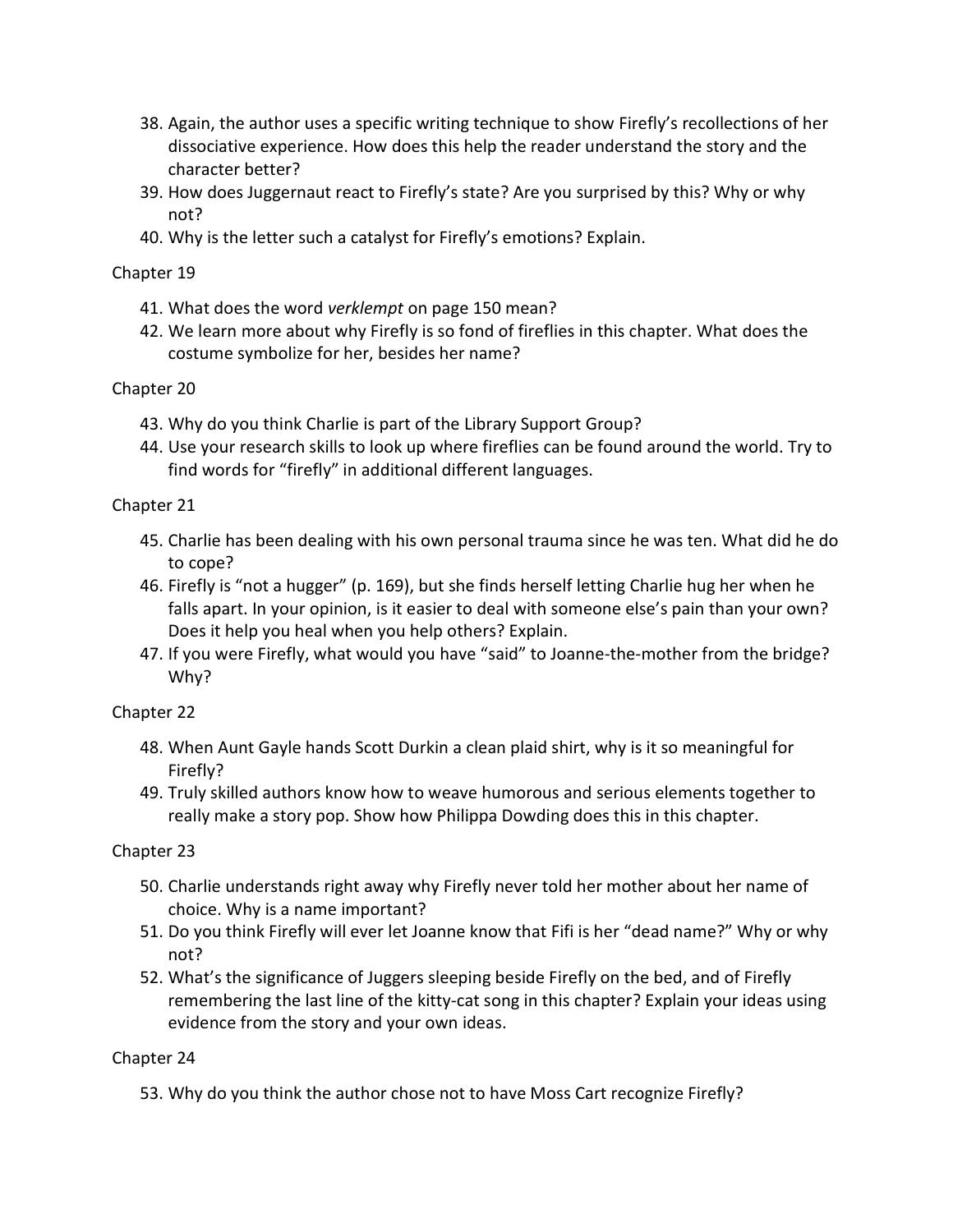38. Again, the author uses a specific writing technique to show Firefly's recollections of her dissociative experience. How does this help the reader understand the story and the character better?
39. How does Juggernaut react to Firefly's state? Are you surprised by this? Why or why not?
40. Why is the letter such a catalyst for Firefly's emotions? Explain.

Chapter 19

41. What does the word *verklempt* on page 150 mean?
42. We learn more about why Firefly is so fond of fireflies in this chapter. What does the costume symbolize for her, besides her name?

Chapter 20

43. Why do you think Charlie is part of the Library Support Group?
44. Use your research skills to look up where fireflies can be found around the world. Try to find words for "firefly" in additional different languages.

Chapter 21

45. Charlie has been dealing with his own personal trauma since he was ten. What did he do to cope?
46. Firefly is "not a hugger" (p. 169), but she finds herself letting Charlie hug her when he falls apart. In your opinion, is it easier to deal with someone else's pain than your own? Does it help you heal when you help others? Explain.
47. If you were Firefly, what would you have "said" to Joanne-the-mother from the bridge? Why?

Chapter 22

48. When Aunt Gayle hands Scott Durkin a clean plaid shirt, why is it so meaningful for Firefly?
49. Truly skilled authors know how to weave humorous and serious elements together to really make a story pop. Show how Philippa Dowding does this in this chapter.

Chapter 23

50. Charlie understands right away why Firefly never told her mother about her name of choice. Why is a name important?
51. Do you think Firefly will ever let Joanne know that Fifi is her "dead name?" Why or why not?
52. What's the significance of Juggers sleeping beside Firefly on the bed, and of Firefly remembering the last line of the kitty-cat song in this chapter? Explain your ideas using evidence from the story and your own ideas.

Chapter 24

53. Why do you think the author chose not to have Moss Cart recognize Firefly?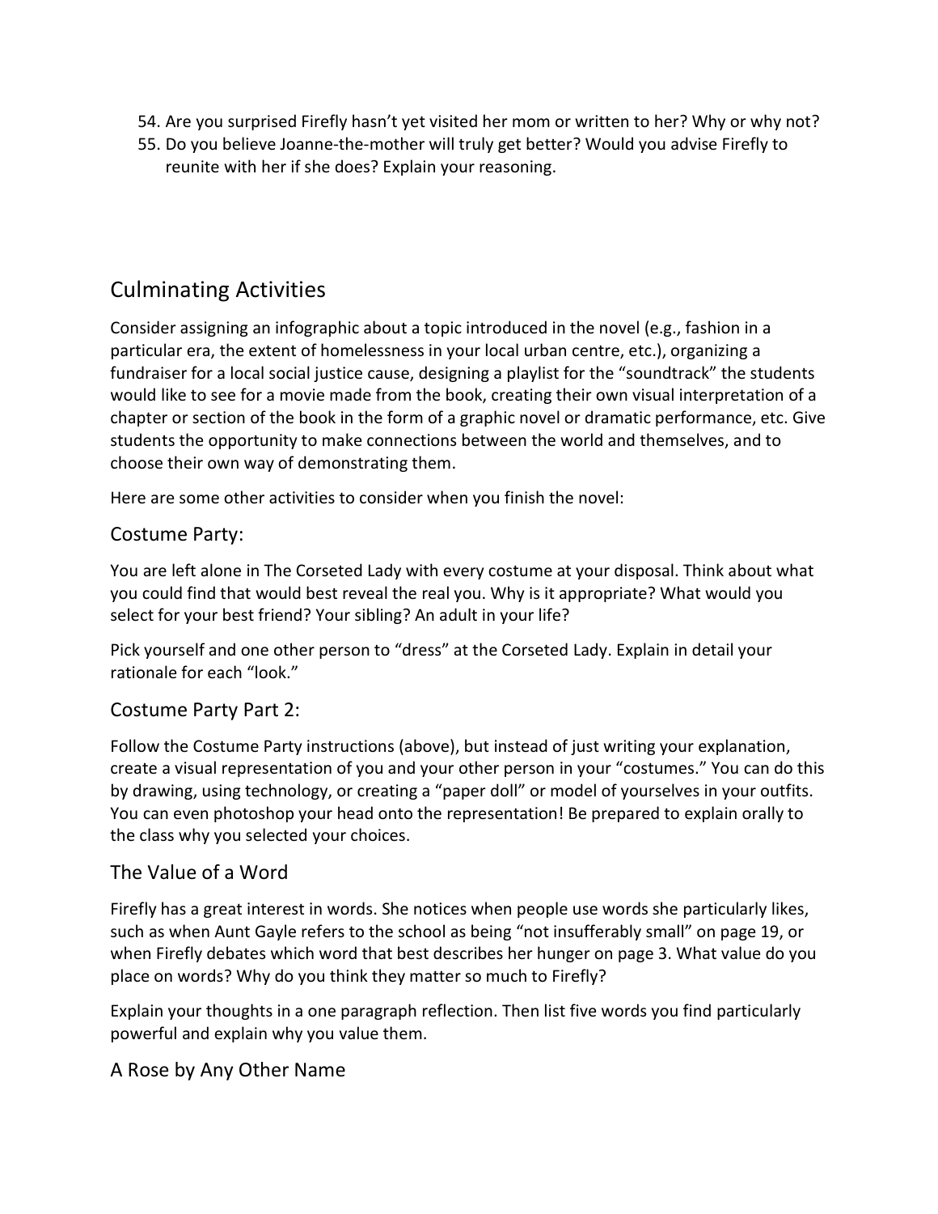54. Are you surprised Firefly hasn't yet visited her mom or written to her? Why or why not?
55. Do you believe Joanne-the-mother will truly get better? Would you advise Firefly to reunite with her if she does? Explain your reasoning.

## Culminating Activities

Consider assigning an infographic about a topic introduced in the novel (e.g., fashion in a particular era, the extent of homelessness in your local urban centre, etc.), organizing a fundraiser for a local social justice cause, designing a playlist for the "soundtrack" the students would like to see for a movie made from the book, creating their own visual interpretation of a chapter or section of the book in the form of a graphic novel or dramatic performance, etc. Give students the opportunity to make connections between the world and themselves, and to choose their own way of demonstrating them.

Here are some other activities to consider when you finish the novel:

### Costume Party:

You are left alone in The Corseted Lady with every costume at your disposal. Think about what you could find that would best reveal the real you. Why is it appropriate? What would you select for your best friend? Your sibling? An adult in your life?

Pick yourself and one other person to "dress" at the Corseted Lady. Explain in detail your rationale for each "look."

### Costume Party Part 2:

Follow the Costume Party instructions (above), but instead of just writing your explanation, create a visual representation of you and your other person in your "costumes." You can do this by drawing, using technology, or creating a "paper doll" or model of yourselves in your outfits. You can even photoshop your head onto the representation! Be prepared to explain orally to the class why you selected your choices.

### The Value of a Word

Firefly has a great interest in words. She notices when people use words she particularly likes, such as when Aunt Gayle refers to the school as being "not insufferably small" on page 19, or when Firefly debates which word that best describes her hunger on page 3. What value do you place on words? Why do you think they matter so much to Firefly?

Explain your thoughts in a one paragraph reflection. Then list five words you find particularly powerful and explain why you value them.

### A Rose by Any Other Name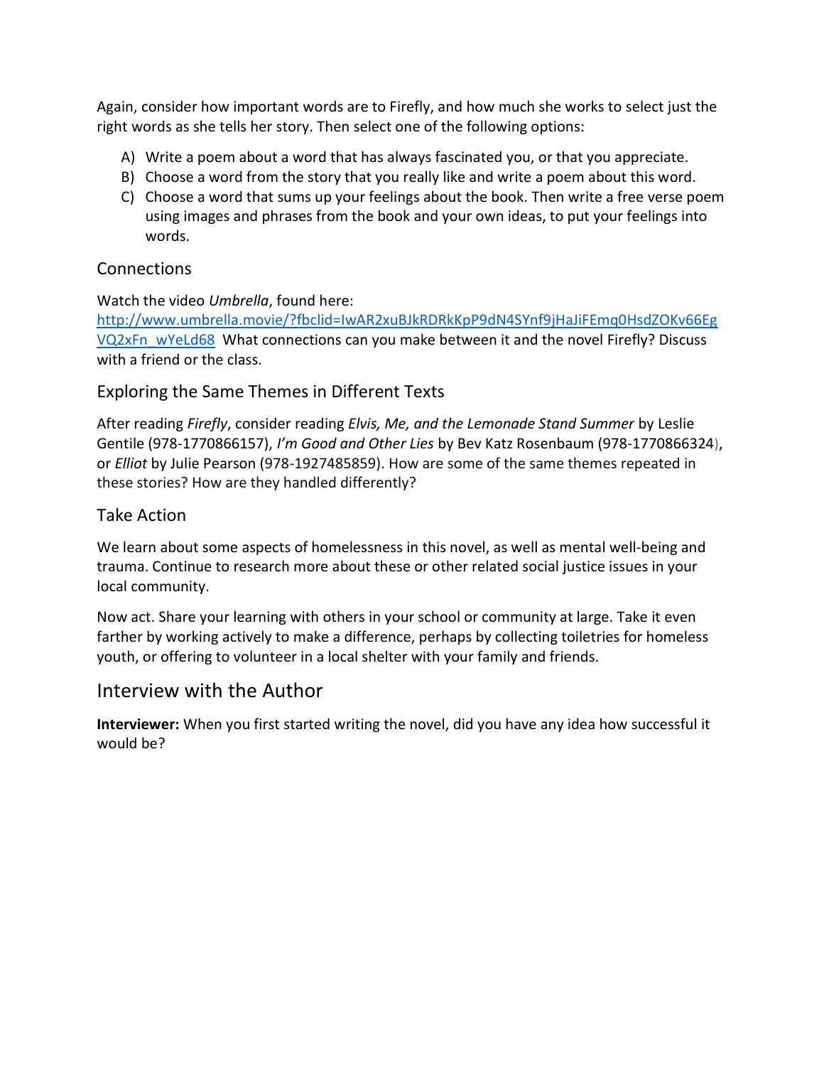Again, consider how important words are to Firefly, and how much she works to select just the right words as she tells her story. Then select one of the following options:

A) Write a poem about a word that has always fascinated you, or that you appreciate.
B) Choose a word from the story that you really like and write a poem about this word.
C) Choose a word that sums up your feelings about the book. Then write a free verse poem using images and phrases from the book and your own ideas, to put your feelings into words.

### Connections

Watch the video *Umbrella*, found here: [http://www.umbrella.movie/?fbclid=IwAR2xuBJkRDRkKpP9dN4SYnf9jHaJiFEmq0HsdZOKv66EgVQ2xFn_wYeLd68](http://www.umbrella.movie/?fbclid=IwAR2xuBJkRDRkKpP9dN4SYnf9jHaJiFEmq0HsdZOKv66EgVQ2xFn_wYeLd68) What connections can you make between it and the novel Firefly? Discuss with a friend or the class.

### Exploring the Same Themes in Different Texts

After reading *Firefly*, consider reading *Elvis, Me, and the Lemonade Stand Summer* by Leslie Gentile (978-1770866157), *I'm Good and Other Lies* by Bev Katz Rosenbaum (978-1770866324), or *Elliot* by Julie Pearson (978-1927485859). How are some of the same themes repeated in these stories? How are they handled differently?

### Take Action

We learn about some aspects of homelessness in this novel, as well as mental well-being and trauma. Continue to research more about these or other related social justice issues in your local community.

Now act. Share your learning with others in your school or community at large. Take it even farther by working actively to make a difference, perhaps by collecting toiletries for homeless youth, or offering to volunteer in a local shelter with your family and friends.

## Interview with the Author

**Interviewer:** When you first started writing the novel, did you have any idea how successful it would be?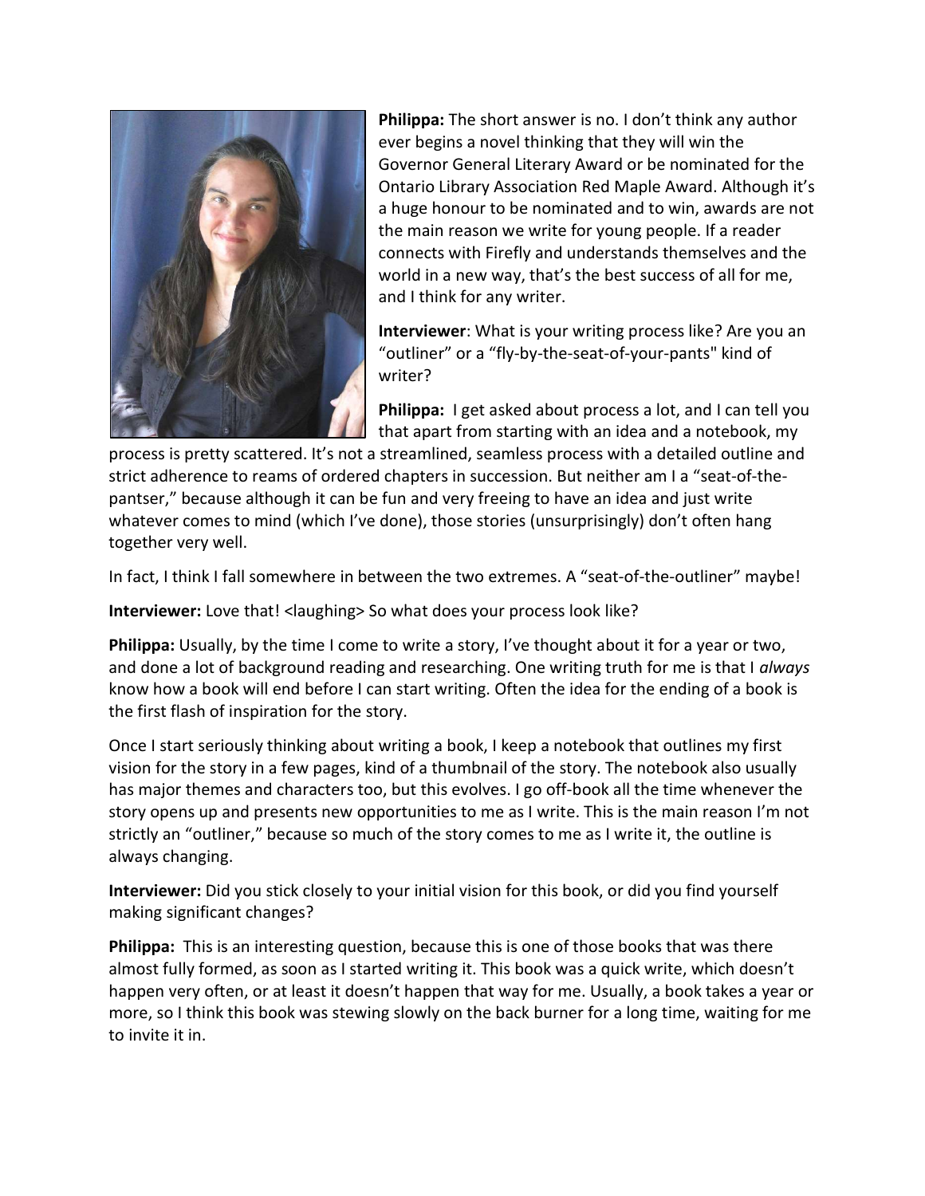**Philippa:** The short answer is no. I don't think any author ever begins a novel thinking that they will win the Governor General Literary Award or be nominated for the Ontario Library Association Red Maple Award. Although it's a huge honour to be nominated and to win, awards are not the main reason we write for young people. If a reader connects with Firefly and understands themselves and the world in a new way, that's the best success of all for me, and I think for any writer.

**Interviewer**: What is your writing process like? Are you an "outliner" or a "fly-by-the-seat-of-your-pants" kind of writer?

**Philippa:** I get asked about process a lot, and I can tell you that apart from starting with an idea and a notebook, my process is pretty scattered. It's not a streamlined, seamless process with a detailed outline and strict adherence to reams of ordered chapters in succession. But neither am I a "seat-of-the-pantser," because although it can be fun and very freeing to have an idea and just write whatever comes to mind (which I've done), those stories (unsurprisingly) don't often hang together very well.

In fact, I think I fall somewhere in between the two extremes. A "seat-of-the-outliner" maybe!

**Interviewer:** Love that! <laughing> So what does your process look like?

**Philippa:** Usually, by the time I come to write a story, I've thought about it for a year or two, and done a lot of background reading and researching. One writing truth for me is that I *always* know how a book will end before I can start writing. Often the idea for the ending of a book is the first flash of inspiration for the story.

Once I start seriously thinking about writing a book, I keep a notebook that outlines my first vision for the story in a few pages, kind of a thumbnail of the story. The notebook also usually has major themes and characters too, but this evolves. I go off-book all the time whenever the story opens up and presents new opportunities to me as I write. This is the main reason I'm not strictly an "outliner," because so much of the story comes to me as I write it, the outline is always changing.

**Interviewer:** Did you stick closely to your initial vision for this book, or did you find yourself making significant changes?

**Philippa:** This is an interesting question, because this is one of those books that was there almost fully formed, as soon as I started writing it. This book was a quick write, which doesn't happen very often, or at least it doesn't happen that way for me. Usually, a book takes a year or more, so I think this book was stewing slowly on the back burner for a long time, waiting for me to invite it in.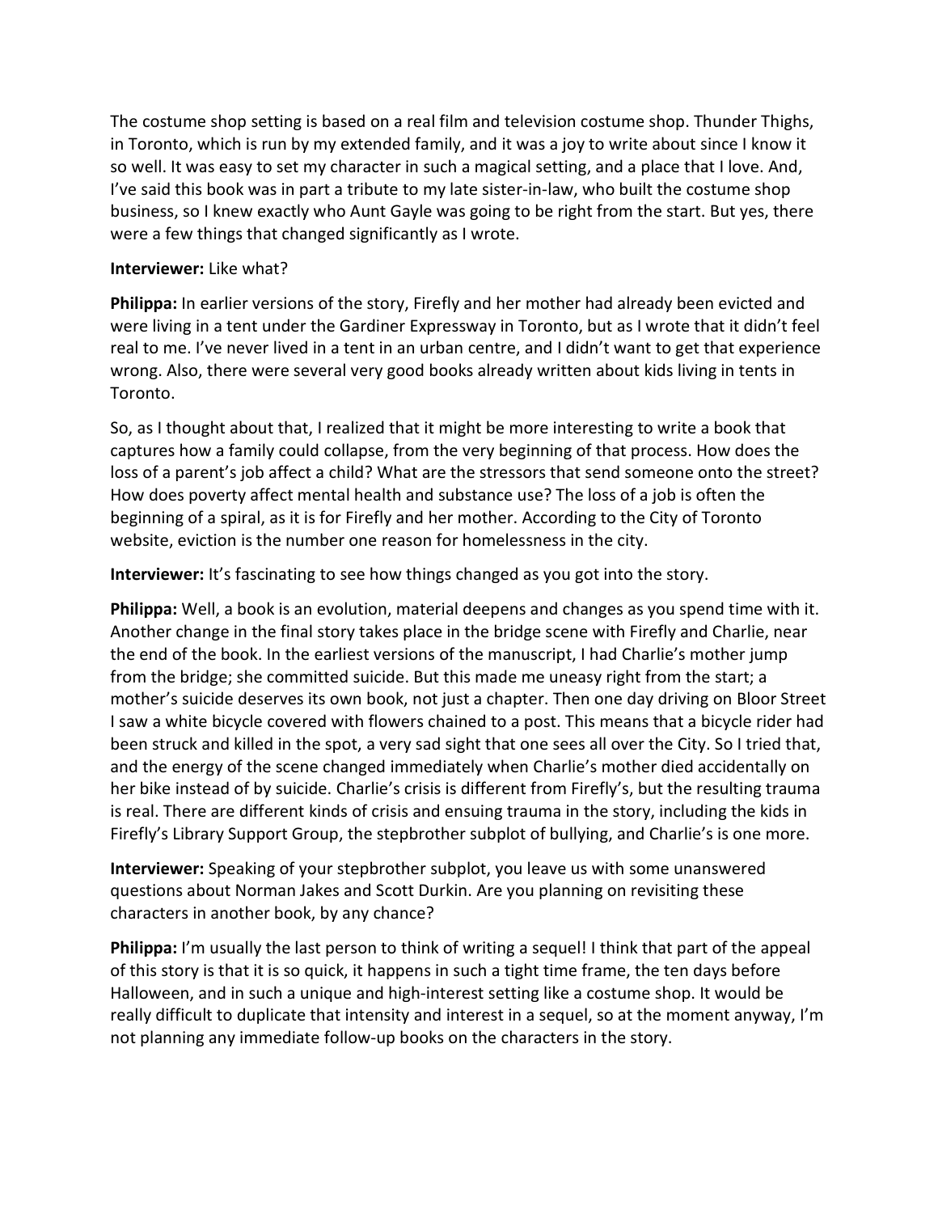The costume shop setting is based on a real film and television costume shop. Thunder Thighs, in Toronto, which is run by my extended family, and it was a joy to write about since I know it so well. It was easy to set my character in such a magical setting, and a place that I love. And, I've said this book was in part a tribute to my late sister-in-law, who built the costume shop business, so I knew exactly who Aunt Gayle was going to be right from the start. But yes, there were a few things that changed significantly as I wrote.

**Interviewer:** Like what?

**Philippa:** In earlier versions of the story, Firefly and her mother had already been evicted and were living in a tent under the Gardiner Expressway in Toronto, but as I wrote that it didn't feel real to me. I've never lived in a tent in an urban centre, and I didn't want to get that experience wrong. Also, there were several very good books already written about kids living in tents in Toronto.

So, as I thought about that, I realized that it might be more interesting to write a book that captures how a family could collapse, from the very beginning of that process. How does the loss of a parent's job affect a child? What are the stressors that send someone onto the street? How does poverty affect mental health and substance use? The loss of a job is often the beginning of a spiral, as it is for Firefly and her mother. According to the City of Toronto website, eviction is the number one reason for homelessness in the city.

**Interviewer:** It's fascinating to see how things changed as you got into the story.

**Philippa:** Well, a book is an evolution, material deepens and changes as you spend time with it. Another change in the final story takes place in the bridge scene with Firefly and Charlie, near the end of the book. In the earliest versions of the manuscript, I had Charlie's mother jump from the bridge; she committed suicide. But this made me uneasy right from the start; a mother's suicide deserves its own book, not just a chapter. Then one day driving on Bloor Street I saw a white bicycle covered with flowers chained to a post. This means that a bicycle rider had been struck and killed in the spot, a very sad sight that one sees all over the City. So I tried that, and the energy of the scene changed immediately when Charlie's mother died accidentally on her bike instead of by suicide. Charlie's crisis is different from Firefly's, but the resulting trauma is real. There are different kinds of crisis and ensuing trauma in the story, including the kids in Firefly's Library Support Group, the stepbrother subplot of bullying, and Charlie's is one more.

**Interviewer:** Speaking of your stepbrother subplot, you leave us with some unanswered questions about Norman Jakes and Scott Durkin. Are you planning on revisiting these characters in another book, by any chance?

**Philippa:** I'm usually the last person to think of writing a sequel! I think that part of the appeal of this story is that it is so quick, it happens in such a tight time frame, the ten days before Halloween, and in such a unique and high-interest setting like a costume shop. It would be really difficult to duplicate that intensity and interest in a sequel, so at the moment anyway, I'm not planning any immediate follow-up books on the characters in the story.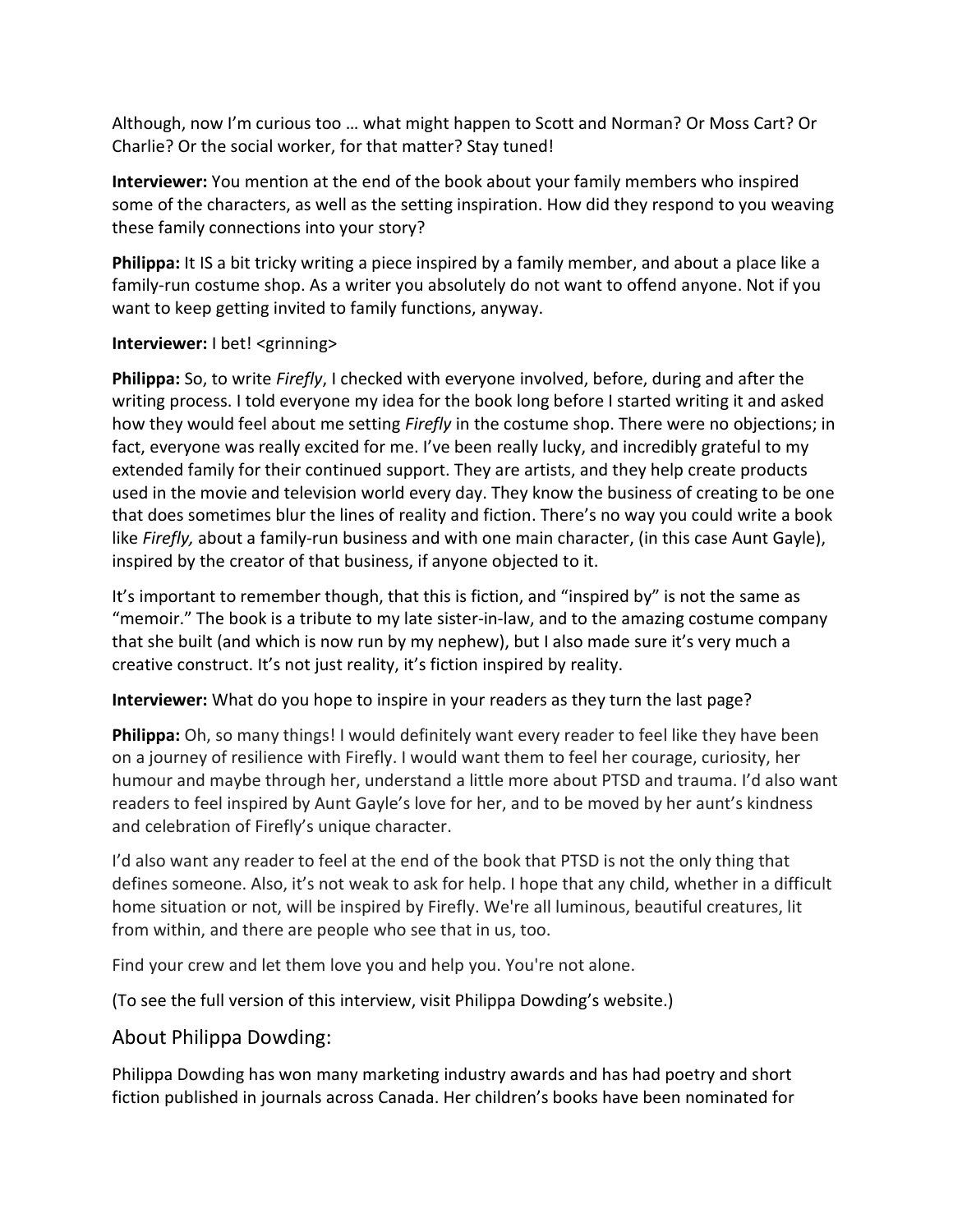Although, now I'm curious too … what might happen to Scott and Norman? Or Moss Cart? Or Charlie? Or the social worker, for that matter? Stay tuned!

**Interviewer:** You mention at the end of the book about your family members who inspired some of the characters, as well as the setting inspiration. How did they respond to you weaving these family connections into your story?

**Philippa:** It IS a bit tricky writing a piece inspired by a family member, and about a place like a family-run costume shop. As a writer you absolutely do not want to offend anyone. Not if you want to keep getting invited to family functions, anyway.

**Interviewer:** I bet! <grinning>

**Philippa:** So, to write *Firefly*, I checked with everyone involved, before, during and after the writing process. I told everyone my idea for the book long before I started writing it and asked how they would feel about me setting *Firefly* in the costume shop. There were no objections; in fact, everyone was really excited for me. I've been really lucky, and incredibly grateful to my extended family for their continued support. They are artists, and they help create products used in the movie and television world every day. They know the business of creating to be one that does sometimes blur the lines of reality and fiction. There's no way you could write a book like *Firefly,* about a family-run business and with one main character, (in this case Aunt Gayle), inspired by the creator of that business, if anyone objected to it.

It's important to remember though, that this is fiction, and "inspired by" is not the same as "memoir." The book is a tribute to my late sister-in-law, and to the amazing costume company that she built (and which is now run by my nephew), but I also made sure it's very much a creative construct. It's not just reality, it's fiction inspired by reality.

**Interviewer:** What do you hope to inspire in your readers as they turn the last page?

**Philippa:** Oh, so many things! I would definitely want every reader to feel like they have been on a journey of resilience with Firefly. I would want them to feel her courage, curiosity, her humour and maybe through her, understand a little more about PTSD and trauma. I'd also want readers to feel inspired by Aunt Gayle's love for her, and to be moved by her aunt's kindness and celebration of Firefly's unique character.

I'd also want any reader to feel at the end of the book that PTSD is not the only thing that defines someone. Also, it's not weak to ask for help. I hope that any child, whether in a difficult home situation or not, will be inspired by Firefly. We're all luminous, beautiful creatures, lit from within, and there are people who see that in us, too.

Find your crew and let them love you and help you. You're not alone.

(To see the full version of this interview, visit Philippa Dowding's website.)

## About Philippa Dowding:

Philippa Dowding has won many marketing industry awards and has had poetry and short fiction published in journals across Canada. Her children's books have been nominated for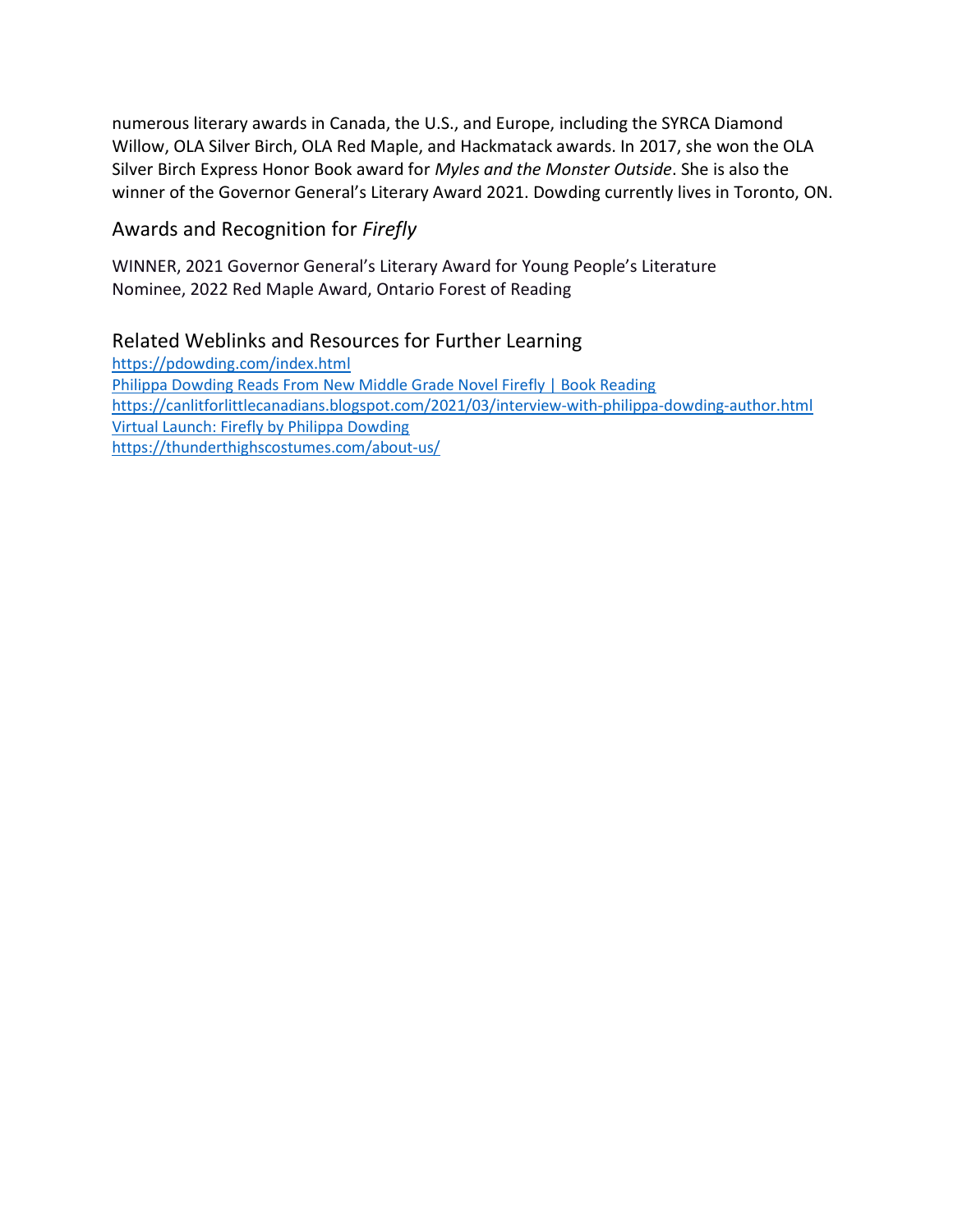numerous literary awards in Canada, the U.S., and Europe, including the SYRCA Diamond Willow, OLA Silver Birch, OLA Red Maple, and Hackmatack awards. In 2017, she won the OLA Silver Birch Express Honor Book award for *Myles and the Monster Outside*. She is also the winner of the Governor General's Literary Award 2021. Dowding currently lives in Toronto, ON.

## Awards and Recognition for *Firefly*

WINNER, 2021 Governor General's Literary Award for Young People's Literature
Nominee, 2022 Red Maple Award, Ontario Forest of Reading

## Related Weblinks and Resources for Further Learning

https://pdowding.com/index.html
Philippa Dowding Reads From New Middle Grade Novel Firefly | Book Reading
https://canlitforlittlecanadians.blogspot.com/2021/03/interview-with-philippa-dowding-author.html
Virtual Launch: Firefly by Philippa Dowding
https://thunderthighscostumes.com/about-us/